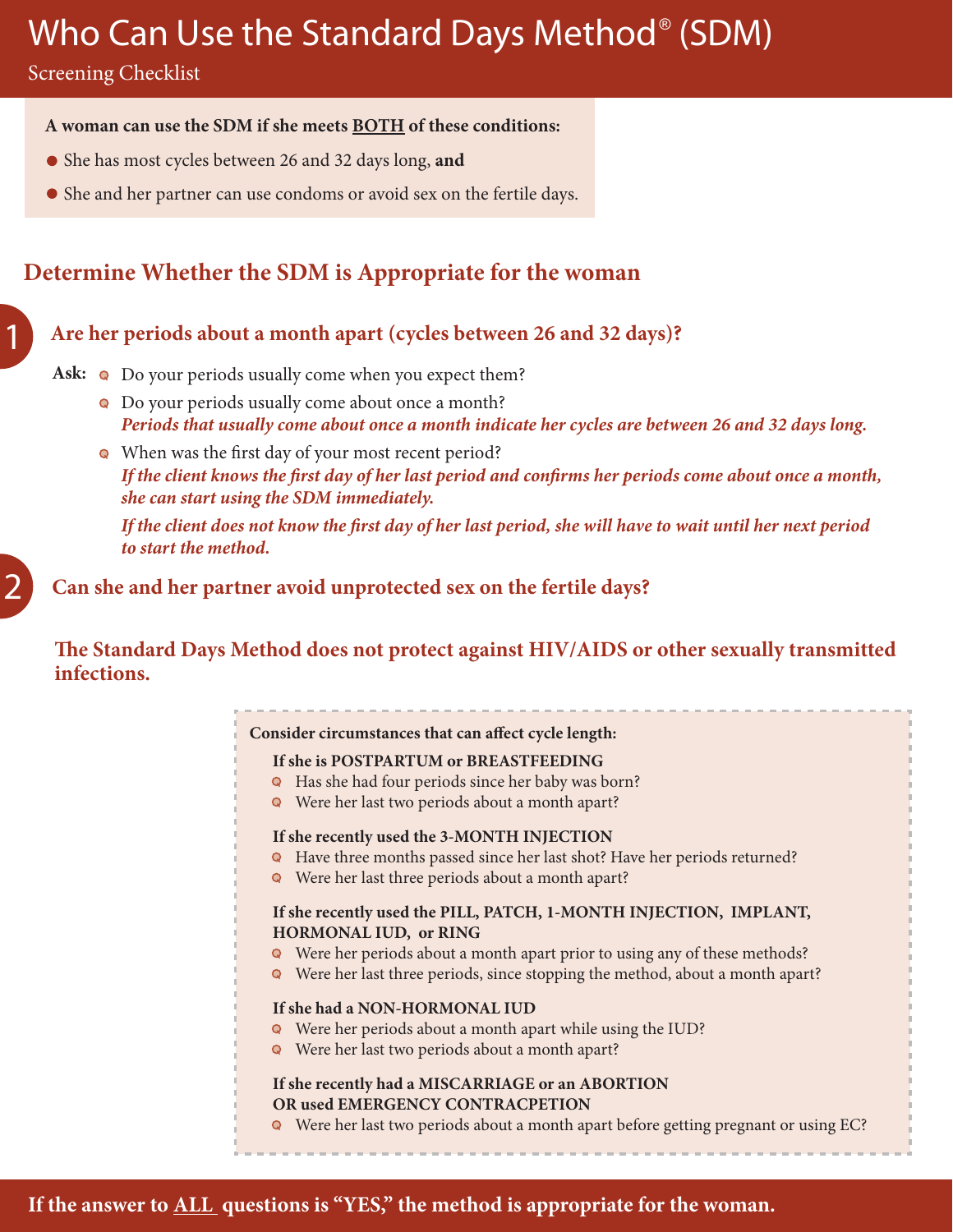# Who Can Use the Standard Days Method® (SDM)

Screening Checklist

**A woman can use the SDM if she meets BOTH of these conditions:**

- She has most cycles between 26 and 32 days long, **and**
- She and her partner can use condoms or avoid sex on the fertile days.

## Determine Whether the SDM is Appropriate for the woman

### 1 Are her periods about a month apart (cycles between 26 and 32 days)?

**Ask:**

- Do your periods usually come when you expect them?
- Do your periods usually come about once a month?
  ***Periods that usually come about once a month indicate her cycles are between 26 and 32 days long.***
- When was the first day of your most recent period?
  ***If the client knows the first day of her last period and confirms her periods come about once a month, she can start using the SDM immediately.***

  ***If the client does not know the first day of her last period, she will have to wait until her next period to start the method.***

### 2 Can she and her partner avoid unprotected sex on the fertile days?

**The Standard Days Method does not protect against HIV/AIDS or other sexually transmitted infections.**

**Consider circumstances that can affect cycle length:**

**If she is POSTPARTUM or BREASTFEEDING**

- Has she had four periods since her baby was born?
- Were her last two periods about a month apart?

**If she recently used the 3-MONTH INJECTION**

- Have three months passed since her last shot? Have her periods returned?
- Were her last three periods about a month apart?

**If she recently used the PILL, PATCH, 1-MONTH INJECTION, IMPLANT, HORMONAL IUD, or RING**

- Were her periods about a month apart prior to using any of these methods?
- Were her last three periods, since stopping the method, about a month apart?

**If she had a NON-HORMONAL IUD**

- Were her periods about a month apart while using the IUD?
- Were her last two periods about a month apart?

**If she recently had a MISCARRIAGE or an ABORTION OR used EMERGENCY CONTRACPETION**

- Were her last two periods about a month apart before getting pregnant or using EC?

**If the answer to ALL questions is "YES," the method is appropriate for the woman.**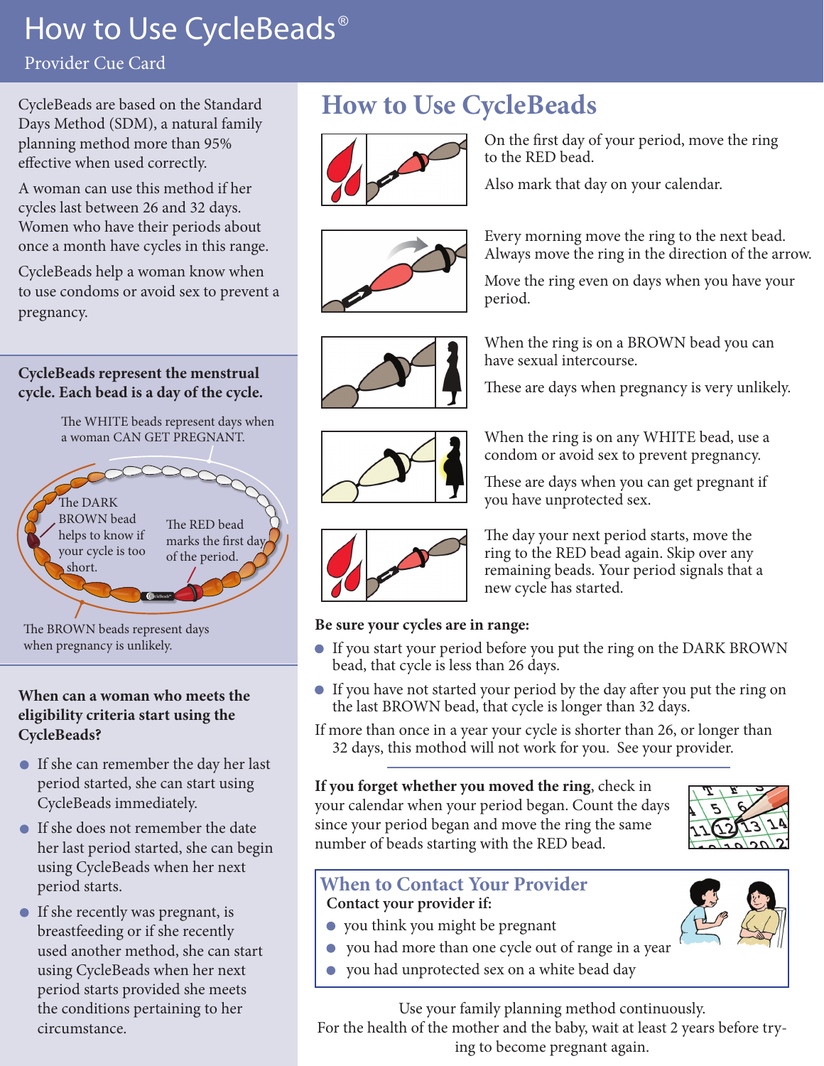# How to Use CycleBeads®

Provider Cue Card

CycleBeads are based on the Standard Days Method (SDM), a natural family planning method more than 95% effective when used correctly.

A woman can use this method if her cycles last between 26 and 32 days. Women who have their periods about once a month have cycles in this range.

CycleBeads help a woman know when to use condoms or avoid sex to prevent a pregnancy.

**CycleBeads represent the menstrual cycle. Each bead is a day of the cycle.**

The WHITE beads represent days when a woman CAN GET PREGNANT.

The DARK BROWN bead helps to know if your cycle is too short.

The RED bead marks the first day of the period.

The BROWN beads represent days when pregnancy is unlikely.

**When can a woman who meets the eligibility criteria start using the CycleBeads?**

- If she can remember the day her last period started, she can start using CycleBeads immediately.
- If she does not remember the date her last period started, she can begin using CycleBeads when her next period starts.
- If she recently was pregnant, is breastfeeding or if she recently used another method, she can start using CycleBeads when her next period starts provided she meets the conditions pertaining to her circumstance.

## How to Use CycleBeads

On the first day of your period, move the ring to the RED bead.

Also mark that day on your calendar.

Every morning move the ring to the next bead. Always move the ring in the direction of the arrow.

Move the ring even on days when you have your period.

When the ring is on a BROWN bead you can have sexual intercourse.

These are days when pregnancy is very unlikely.

When the ring is on any WHITE bead, use a condom or avoid sex to prevent pregnancy.

These are days when you can get pregnant if you have unprotected sex.

The day your next period starts, move the ring to the RED bead again. Skip over any remaining beads. Your period signals that a new cycle has started.

**Be sure your cycles are in range:**

- If you start your period before you put the ring on the DARK BROWN bead, that cycle is less than 26 days.
- If you have not started your period by the day after you put the ring on the last BROWN bead, that cycle is longer than 32 days.

If more than once in a year your cycle is shorter than 26, or longer than 32 days, this mothod will not work for you. See your provider.

**If you forget whether you moved the ring**, check in your calendar when your period began. Count the days since your period began and move the ring the same number of beads starting with the RED bead.

## When to Contact Your Provider

**Contact your provider if:**

- you think you might be pregnant
- you had more than one cycle out of range in a year
- you had unprotected sex on a white bead day

Use your family planning method continuously.
For the health of the mother and the baby, wait at least 2 years before trying to become pregnant again.